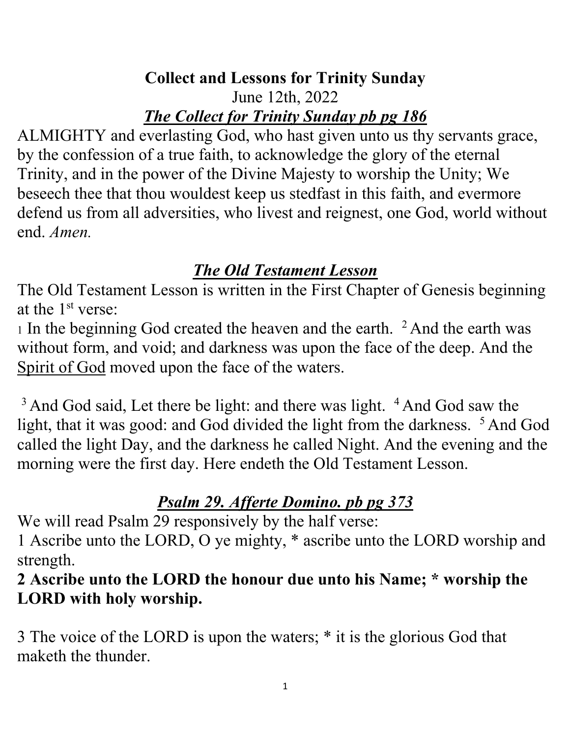**Collect and Lessons for Trinity Sunday**

June 12th, 2022

***The Collect for Trinity Sunday pb pg 186***

ALMIGHTY and everlasting God, who hast given unto us thy servants grace, by the confession of a true faith, to acknowledge the glory of the eternal Trinity, and in the power of the Divine Majesty to worship the Unity; We beseech thee that thou wouldest keep us stedfast in this faith, and evermore defend us from all adversities, who livest and reignest, one God, world without end. *Amen.*

***The Old Testament Lesson***

The Old Testament Lesson is written in the First Chapter of Genesis beginning at the 1st verse:

1 In the beginning God created the heaven and the earth. 2 And the earth was without form, and void; and darkness was upon the face of the deep. And the Spirit of God moved upon the face of the waters.

3 And God said, Let there be light: and there was light. 4 And God saw the light, that it was good: and God divided the light from the darkness. 5 And God called the light Day, and the darkness he called Night. And the evening and the morning were the first day. Here endeth the Old Testament Lesson.

***Psalm 29. Afferte Domino. pb pg 373***

We will read Psalm 29 responsively by the half verse:

1 Ascribe unto the LORD, O ye mighty, * ascribe unto the LORD worship and strength.

**2 Ascribe unto the LORD the honour due unto his Name; * worship the LORD with holy worship.**

3 The voice of the LORD is upon the waters; * it is the glorious God that maketh the thunder.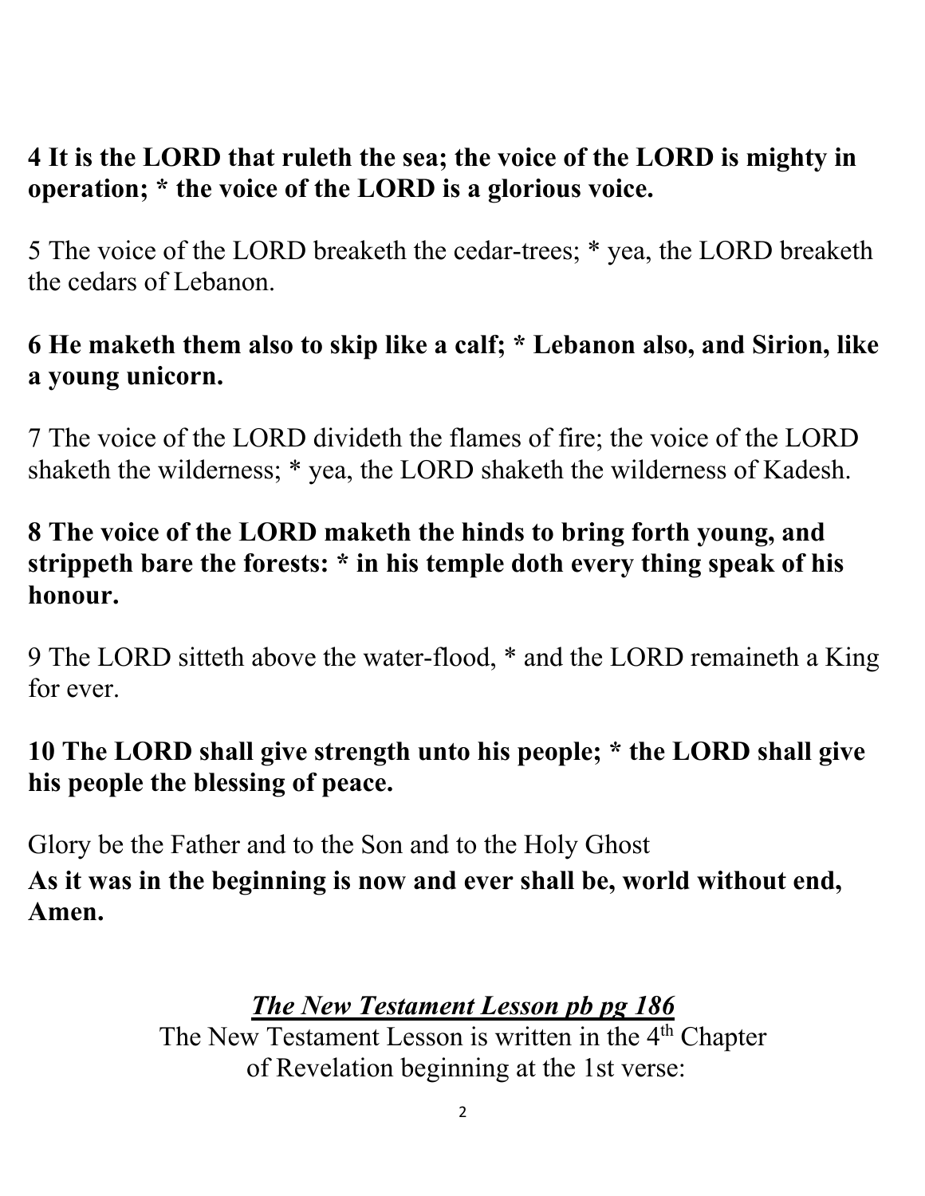**4 It is the LORD that ruleth the sea; the voice of the LORD is mighty in operation; * the voice of the LORD is a glorious voice.**

5 The voice of the LORD breaketh the cedar-trees; * yea, the LORD breaketh the cedars of Lebanon.

**6 He maketh them also to skip like a calf; * Lebanon also, and Sirion, like a young unicorn.**

7 The voice of the LORD divideth the flames of fire; the voice of the LORD shaketh the wilderness; * yea, the LORD shaketh the wilderness of Kadesh.

**8 The voice of the LORD maketh the hinds to bring forth young, and strippeth bare the forests: * in his temple doth every thing speak of his honour.**

9 The LORD sitteth above the water-flood, * and the LORD remaineth a King for ever.

**10 The LORD shall give strength unto his people; * the LORD shall give his people the blessing of peace.**

Glory be the Father and to the Son and to the Holy Ghost
**As it was in the beginning is now and ever shall be, world without end, Amen.**

***The New Testament Lesson pb pg 186***

The New Testament Lesson is written in the 4th Chapter of Revelation beginning at the 1st verse: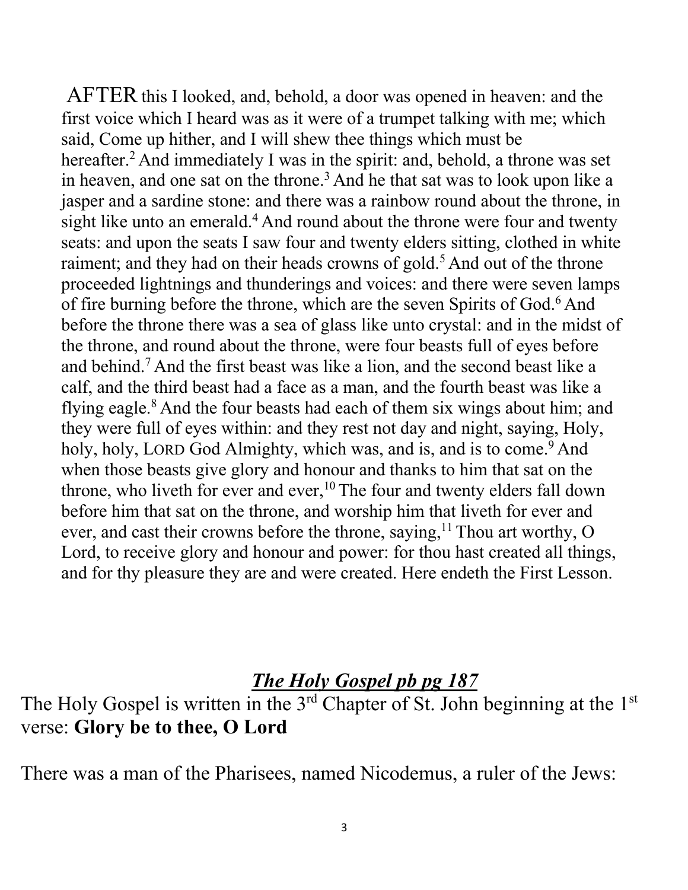AFTER this I looked, and, behold, a door was opened in heaven: and the first voice which I heard was as it were of a trumpet talking with me; which said, Come up hither, and I will shew thee things which must be hereafter.[2] And immediately I was in the spirit: and, behold, a throne was set in heaven, and one sat on the throne.[3] And he that sat was to look upon like a jasper and a sardine stone: and there was a rainbow round about the throne, in sight like unto an emerald.[4] And round about the throne were four and twenty seats: and upon the seats I saw four and twenty elders sitting, clothed in white raiment; and they had on their heads crowns of gold.[5] And out of the throne proceeded lightnings and thunderings and voices: and there were seven lamps of fire burning before the throne, which are the seven Spirits of God.[6] And before the throne there was a sea of glass like unto crystal: and in the midst of the throne, and round about the throne, were four beasts full of eyes before and behind.[7] And the first beast was like a lion, and the second beast like a calf, and the third beast had a face as a man, and the fourth beast was like a flying eagle.[8] And the four beasts had each of them six wings about him; and they were full of eyes within: and they rest not day and night, saying, Holy, holy, holy, LORD God Almighty, which was, and is, and is to come.[9] And when those beasts give glory and honour and thanks to him that sat on the throne, who liveth for ever and ever,[10] The four and twenty elders fall down before him that sat on the throne, and worship him that liveth for ever and ever, and cast their crowns before the throne, saying,[11] Thou art worthy, O Lord, to receive glory and honour and power: for thou hast created all things, and for thy pleasure they are and were created. Here endeth the First Lesson.

## ***The Holy Gospel pb pg 187***

The Holy Gospel is written in the 3rd Chapter of St. John beginning at the 1st verse: **Glory be to thee, O Lord**

There was a man of the Pharisees, named Nicodemus, a ruler of the Jews: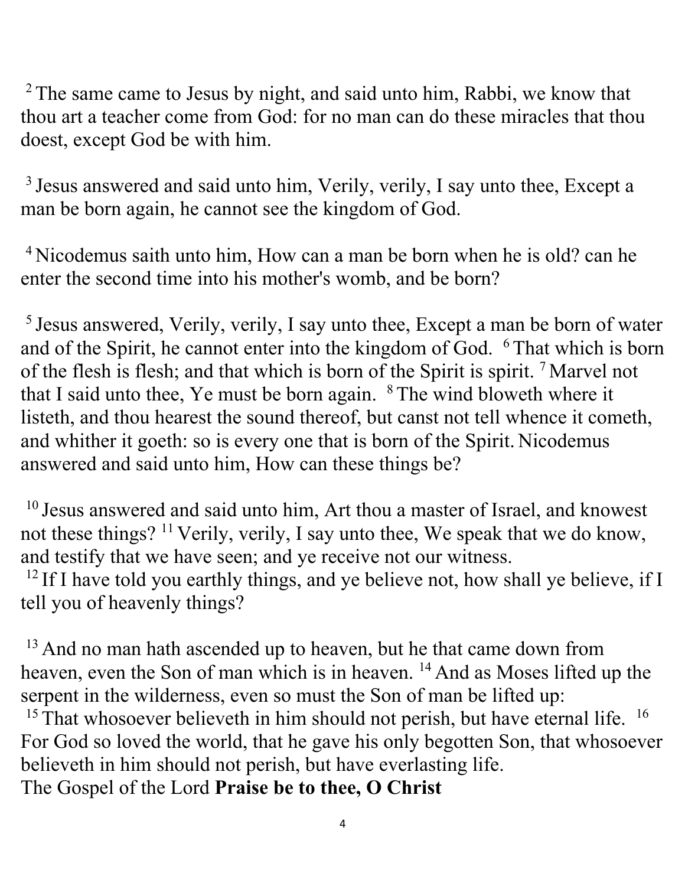[2] The same came to Jesus by night, and said unto him, Rabbi, we know that thou art a teacher come from God: for no man can do these miracles that thou doest, except God be with him.

[3] Jesus answered and said unto him, Verily, verily, I say unto thee, Except a man be born again, he cannot see the kingdom of God.

[4] Nicodemus saith unto him, How can a man be born when he is old? can he enter the second time into his mother's womb, and be born?

[5] Jesus answered, Verily, verily, I say unto thee, Except a man be born of water and of the Spirit, he cannot enter into the kingdom of God. [6] That which is born of the flesh is flesh; and that which is born of the Spirit is spirit. [7] Marvel not that I said unto thee, Ye must be born again. [8] The wind bloweth where it listeth, and thou hearest the sound thereof, but canst not tell whence it cometh, and whither it goeth: so is every one that is born of the Spirit. Nicodemus answered and said unto him, How can these things be?

[10] Jesus answered and said unto him, Art thou a master of Israel, and knowest not these things? [11] Verily, verily, I say unto thee, We speak that we do know, and testify that we have seen; and ye receive not our witness.
[12] If I have told you earthly things, and ye believe not, how shall ye believe, if I tell you of heavenly things?

[13] And no man hath ascended up to heaven, but he that came down from heaven, even the Son of man which is in heaven. [14] And as Moses lifted up the serpent in the wilderness, even so must the Son of man be lifted up:
[15] That whosoever believeth in him should not perish, but have eternal life. [16] For God so loved the world, that he gave his only begotten Son, that whosoever believeth in him should not perish, but have everlasting life.
The Gospel of the Lord **Praise be to thee, O Christ**